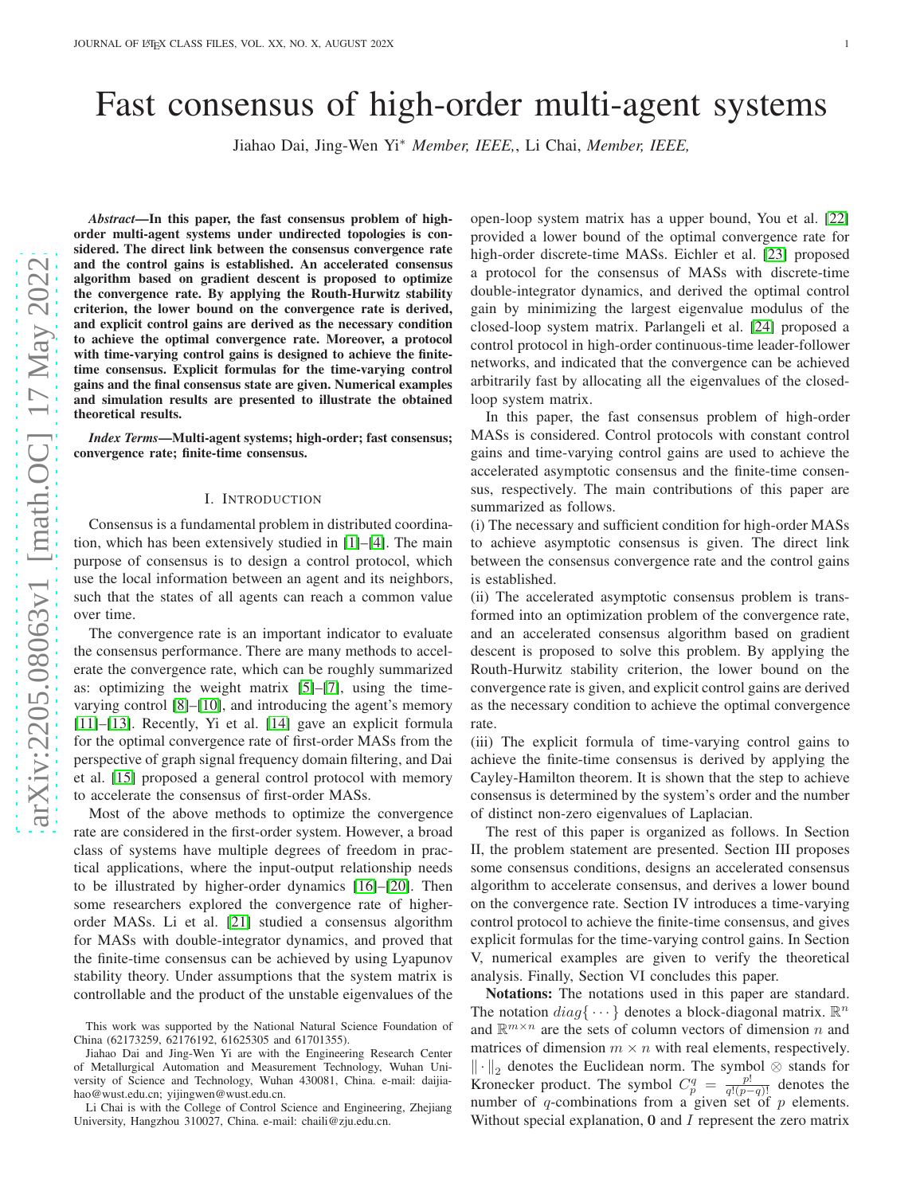# Fast consensus of high-order multi-agent systems

Jiahao Dai, Jing-Wen Yi* *Member, IEEE,*, Li Chai, *Member, IEEE,*

***Abstract*—In this paper, the fast consensus problem of high-order multi-agent systems under undirected topologies is considered. The direct link between the consensus convergence rate and the control gains is established. An accelerated consensus algorithm based on gradient descent is proposed to optimize the convergence rate. By applying the Routh-Hurwitz stability criterion, the lower bound on the convergence rate is derived, and explicit control gains are derived as the necessary condition to achieve the optimal convergence rate. Moreover, a protocol with time-varying control gains is designed to achieve the finite-time consensus. Explicit formulas for the time-varying control gains and the final consensus state are given. Numerical examples and simulation results are presented to illustrate the obtained theoretical results.**

***Index Terms*—Multi-agent systems; high-order; fast consensus; convergence rate; finite-time consensus.**

## I. Introduction

Consensus is a fundamental problem in distributed coordination, which has been extensively studied in [1]–[4]. The main purpose of consensus is to design a control protocol, which use the local information between an agent and its neighbors, such that the states of all agents can reach a common value over time.

The convergence rate is an important indicator to evaluate the consensus performance. There are many methods to accelerate the convergence rate, which can be roughly summarized as: optimizing the weight matrix [5]–[7], using the time-varying control [8]–[10], and introducing the agent's memory [11]–[13]. Recently, Yi et al. [14] gave an explicit formula for the optimal convergence rate of first-order MASs from the perspective of graph signal frequency domain filtering, and Dai et al. [15] proposed a general control protocol with memory to accelerate the consensus of first-order MASs.

Most of the above methods to optimize the convergence rate are considered in the first-order system. However, a broad class of systems have multiple degrees of freedom in practical applications, where the input-output relationship needs to be illustrated by higher-order dynamics [16]–[20]. Then some researchers explored the convergence rate of higher-order MASs. Li et al. [21] studied a consensus algorithm for MASs with double-integrator dynamics, and proved that the finite-time consensus can be achieved by using Lyapunov stability theory. Under assumptions that the system matrix is controllable and the product of the unstable eigenvalues of the open-loop system matrix has a upper bound, You et al. [22] provided a lower bound of the optimal convergence rate for high-order discrete-time MASs. Eichler et al. [23] proposed a protocol for the consensus of MASs with discrete-time double-integrator dynamics, and derived the optimal control gain by minimizing the largest eigenvalue modulus of the closed-loop system matrix. Parlangeli et al. [24] proposed a control protocol in high-order continuous-time leader-follower networks, and indicated that the convergence can be achieved arbitrarily fast by allocating all the eigenvalues of the closed-loop system matrix.

In this paper, the fast consensus problem of high-order MASs is considered. Control protocols with constant control gains and time-varying control gains are used to achieve the accelerated asymptotic consensus and the finite-time consensus, respectively. The main contributions of this paper are summarized as follows.

(i) The necessary and sufficient condition for high-order MASs to achieve asymptotic consensus is given. The direct link between the consensus convergence rate and the control gains is established.

(ii) The accelerated asymptotic consensus problem is transformed into an optimization problem of the convergence rate, and an accelerated consensus algorithm based on gradient descent is proposed to solve this problem. By applying the Routh-Hurwitz stability criterion, the lower bound on the convergence rate is given, and explicit control gains are derived as the necessary condition to achieve the optimal convergence rate.

(iii) The explicit formula of time-varying control gains to achieve the finite-time consensus is derived by applying the Cayley-Hamilton theorem. It is shown that the step to achieve consensus is determined by the system's order and the number of distinct non-zero eigenvalues of Laplacian.

The rest of this paper is organized as follows. In Section II, the problem statement are presented. Section III proposes some consensus conditions, designs an accelerated consensus algorithm to accelerate consensus, and derives a lower bound on the convergence rate. Section IV introduces a time-varying control protocol to achieve the finite-time consensus, and gives explicit formulas for the time-varying control gains. In Section V, numerical examples are given to verify the theoretical analysis. Finally, Section VI concludes this paper.

**Notations:** The notations used in this paper are standard. The notation $diag\{\cdots\}$ denotes a block-diagonal matrix. $\mathbb{R}^n$ and $\mathbb{R}^{m\times n}$ are the sets of column vectors of dimension $n$ and matrices of dimension $m \times n$ with real elements, respectively. $\|\cdot\|_2$ denotes the Euclidean norm. The symbol $\otimes$ stands for Kronecker product. The symbol $C_p^q = \frac{p!}{q!(p-q)!}$ denotes the number of $q$-combinations from a given set of $p$ elements. Without special explanation, $\mathbf{0}$ and $I$ represent the zero matrix

This work was supported by the National Natural Science Foundation of China (62173259, 62176192, 61625305 and 61701355).

Jiahao Dai and Jing-Wen Yi are with the Engineering Research Center of Metallurgical Automation and Measurement Technology, Wuhan University of Science and Technology, Wuhan 430081, China. e-mail: daijiahao@wust.edu.cn; yijingwen@wust.edu.cn.

Li Chai is with the College of Control Science and Engineering, Zhejiang University, Hangzhou 310027, China. e-mail: chaili@zju.edu.cn.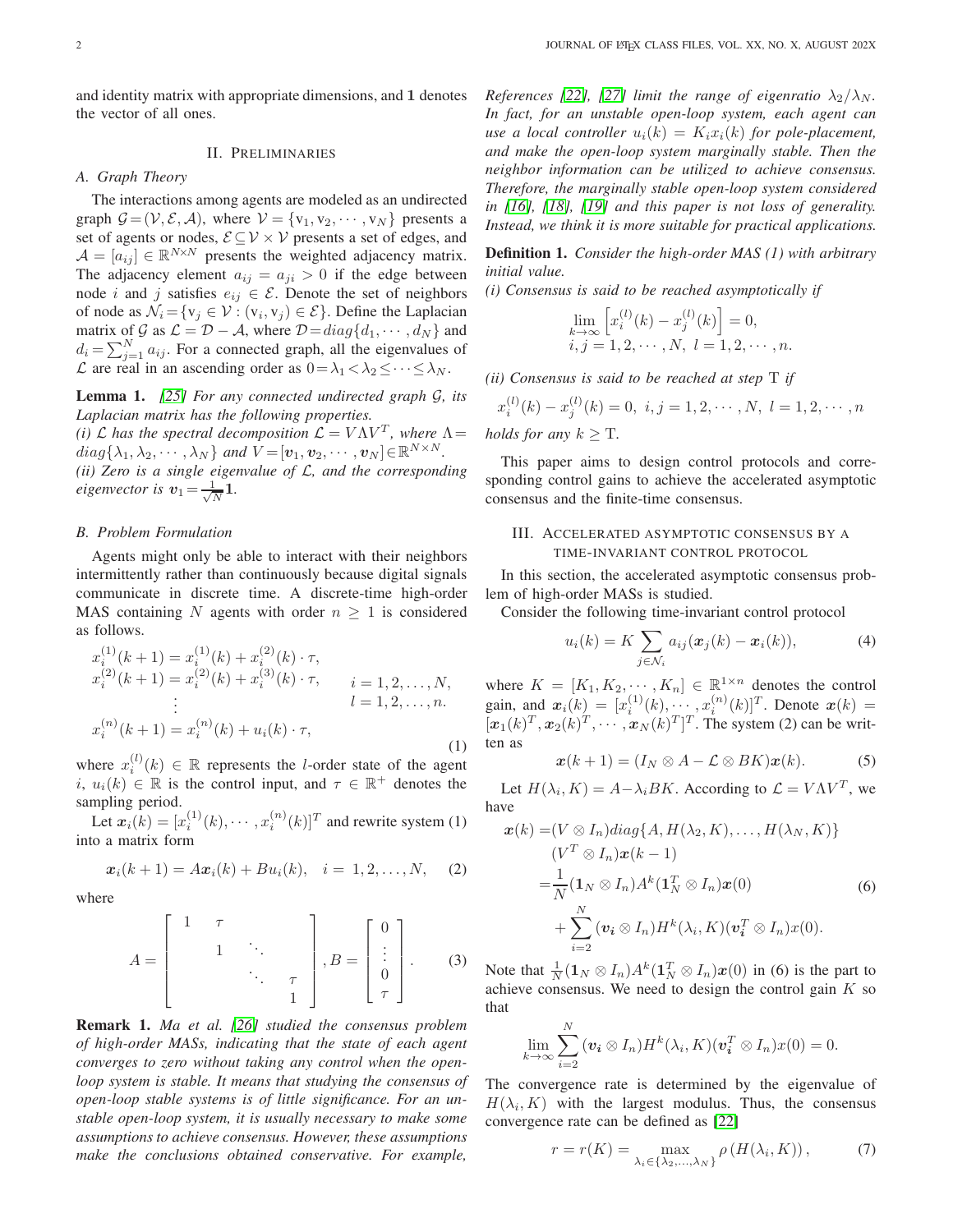and identity matrix with appropriate dimensions, and $\mathbf{1}$ denotes the vector of all ones.

## II. Preliminaries

### A. Graph Theory

The interactions among agents are modeled as an undirected graph $\mathcal{G}=(\mathcal{V},\mathcal{E},\mathcal{A})$, where $\mathcal{V}=\{\mathrm{v}_1,\mathrm{v}_2,\cdots,\mathrm{v}_N\}$ presents a set of agents or nodes, $\mathcal{E}\subseteq\mathcal{V}\times\mathcal{V}$ presents a set of edges, and $\mathcal{A}=[a_{ij}]\in\mathbb{R}^{N\times N}$ presents the weighted adjacency matrix. The adjacency element $a_{ij}=a_{ji}>0$ if the edge between node $i$ and $j$ satisfies $e_{ij}\in\mathcal{E}$. Denote the set of neighbors of node as $\mathcal{N}_i=\{\mathrm{v}_j\in\mathcal{V}:(\mathrm{v}_i,\mathrm{v}_j)\in\mathcal{E}\}$. Define the Laplacian matrix of $\mathcal{G}$ as $\mathcal{L}=\mathcal{D}-\mathcal{A}$, where $\mathcal{D}=diag\{d_1,\cdots,d_N\}$ and $d_i=\sum_{j=1}^N a_{ij}$. For a connected graph, all the eigenvalues of $\mathcal{L}$ are real in an ascending order as $0=\lambda_1<\lambda_2\leq\cdots\leq\lambda_N$.

**Lemma 1.** *[25] For any connected undirected graph $\mathcal{G}$, its Laplacian matrix has the following properties.*
*(i) $\mathcal{L}$ has the spectral decomposition $\mathcal{L}=V\Lambda V^T$, where $\Lambda=diag\{\lambda_1,\lambda_2,\cdots,\lambda_N\}$ and $V=[\boldsymbol{v}_1,\boldsymbol{v}_2,\cdots,\boldsymbol{v}_N]\in\mathbb{R}^{N\times N}$.*
*(ii) Zero is a single eigenvalue of $\mathcal{L}$, and the corresponding eigenvector is $\boldsymbol{v}_1=\frac{1}{\sqrt{N}}\mathbf{1}$.*

### B. Problem Formulation

Agents might only be able to interact with their neighbors intermittently rather than continuously because digital signals communicate in discrete time. A discrete-time high-order MAS containing $N$ agents with order $n\geq 1$ is considered as follows.

$$
\begin{aligned}
&x_i^{(1)}(k+1)=x_i^{(1)}(k)+x_i^{(2)}(k)\cdot\tau,\\
&x_i^{(2)}(k+1)=x_i^{(2)}(k)+x_i^{(3)}(k)\cdot\tau, \qquad i=1,2,\ldots,N,\\
&\qquad\vdots \qquad\qquad\qquad\qquad\qquad\qquad\quad l=1,2,\ldots,n.\\
&x_i^{(n)}(k+1)=x_i^{(n)}(k)+u_i(k)\cdot\tau,
\end{aligned}
\tag{1}
$$

where $x_i^{(l)}(k)\in\mathbb{R}$ represents the $l$-order state of the agent $i$, $u_i(k)\in\mathbb{R}$ is the control input, and $\tau\in\mathbb{R}^+$ denotes the sampling period.

Let $\boldsymbol{x}_i(k)=[x_i^{(1)}(k),\cdots,x_i^{(n)}(k)]^T$ and rewrite system (1) into a matrix form

$$
\boldsymbol{x}_i(k+1)=A\boldsymbol{x}_i(k)+Bu_i(k),\quad i=1,2,\ldots,N, \tag{2}
$$

where

$$
A=\begin{bmatrix} 1 & \tau & & \\ & 1 & \ddots & \\ & & \ddots & \tau \\ & & & 1\end{bmatrix}, B=\begin{bmatrix}0\\ \vdots \\ 0 \\ \tau\end{bmatrix}. \tag{3}
$$

**Remark 1.** *Ma et al. [26] studied the consensus problem of high-order MASs, indicating that the state of each agent converges to zero without taking any control when the open-loop system is stable. It means that studying the consensus of open-loop stable systems is of little significance. For an unstable open-loop system, it is usually necessary to make some assumptions to achieve consensus. However, these assumptions make the conclusions obtained conservative. For example, References [22], [27] limit the range of eigenratio $\lambda_2/\lambda_N$. In fact, for an unstable open-loop system, each agent can use a local controller $u_i(k)=K_i x_i(k)$ for pole-placement, and make the open-loop system marginally stable. Then the neighbor information can be utilized to achieve consensus. Therefore, the marginally stable open-loop system considered in [16], [18], [19] and this paper is not loss of generality. Instead, we think it is more suitable for practical applications.*

**Definition 1.** *Consider the high-order MAS (1) with arbitrary initial value.*
*(i) Consensus is said to be reached asymptotically if*

$$
\lim_{\substack{k\to\infty\\ i,j=1,2,\cdots,N,\ l=1,2,\cdots,n.}}\left[x_i^{(l)}(k)-x_j^{(l)}(k)\right]=0,
$$

*(ii) Consensus is said to be reached at step $\mathrm{T}$ if*

$$
x_i^{(l)}(k)-x_j^{(l)}(k)=0,\ i,j=1,2,\cdots,N,\ l=1,2,\cdots,n
$$

*holds for any $k\geq\mathrm{T}$.*

This paper aims to design control protocols and corresponding control gains to achieve the accelerated asymptotic consensus and the finite-time consensus.

## III. Accelerated Asymptotic Consensus by a Time-Invariant Control Protocol

In this section, the accelerated asymptotic consensus problem of high-order MASs is studied.

Consider the following time-invariant control protocol

$$
u_i(k)=K\sum_{j\in\mathcal{N}_i}a_{ij}(\boldsymbol{x}_j(k)-\boldsymbol{x}_i(k)), \tag{4}
$$

where $K=[K_1,K_2,\cdots,K_n]\in\mathbb{R}^{1\times n}$ denotes the control gain, and $\boldsymbol{x}_i(k)=[x_i^{(1)}(k),\cdots,x_i^{(n)}(k)]^T$. Denote $\boldsymbol{x}(k)=[\boldsymbol{x}_1(k)^T,\boldsymbol{x}_2(k)^T,\cdots,\boldsymbol{x}_N(k)^T]^T$. The system (2) can be written as

$$
\boldsymbol{x}(k+1)=(I_N\otimes A-\mathcal{L}\otimes BK)\boldsymbol{x}(k). \tag{5}
$$

Let $H(\lambda_i,K)=A-\lambda_i BK$. According to $\mathcal{L}=V\Lambda V^T$, we have

$$
\begin{aligned}
\boldsymbol{x}(k)=&(V\otimes I_n)diag\{A,H(\lambda_2,K),\ldots,H(\lambda_N,K)\}\\
&(V^T\otimes I_n)\boldsymbol{x}(k-1)\\
=&\frac{1}{N}(\mathbf{1}_N\otimes I_n)A^k(\mathbf{1}_N^T\otimes I_n)\boldsymbol{x}(0)\\
&+\sum_{i=2}^N(\boldsymbol{v_i}\otimes I_n)H^k(\lambda_i,K)(\boldsymbol{v_i}^T\otimes I_n)x(0).
\end{aligned}
\tag{6}
$$

Note that $\frac{1}{N}(\mathbf{1}_N\otimes I_n)A^k(\mathbf{1}_N^T\otimes I_n)\boldsymbol{x}(0)$ in (6) is the part to achieve consensus. We need to design the control gain $K$ so that

$$
\lim_{k\to\infty}\sum_{i=2}^N(\boldsymbol{v_i}\otimes I_n)H^k(\lambda_i,K)(\boldsymbol{v_i}^T\otimes I_n)x(0)=0.
$$

The convergence rate is determined by the eigenvalue of $H(\lambda_i,K)$ with the largest modulus. Thus, the consensus convergence rate can be defined as [22]

$$
r=r(K)=\max_{\lambda_i\in\{\lambda_2,\ldots,\lambda_N\}}\rho\left(H(\lambda_i,K)\right), \tag{7}
$$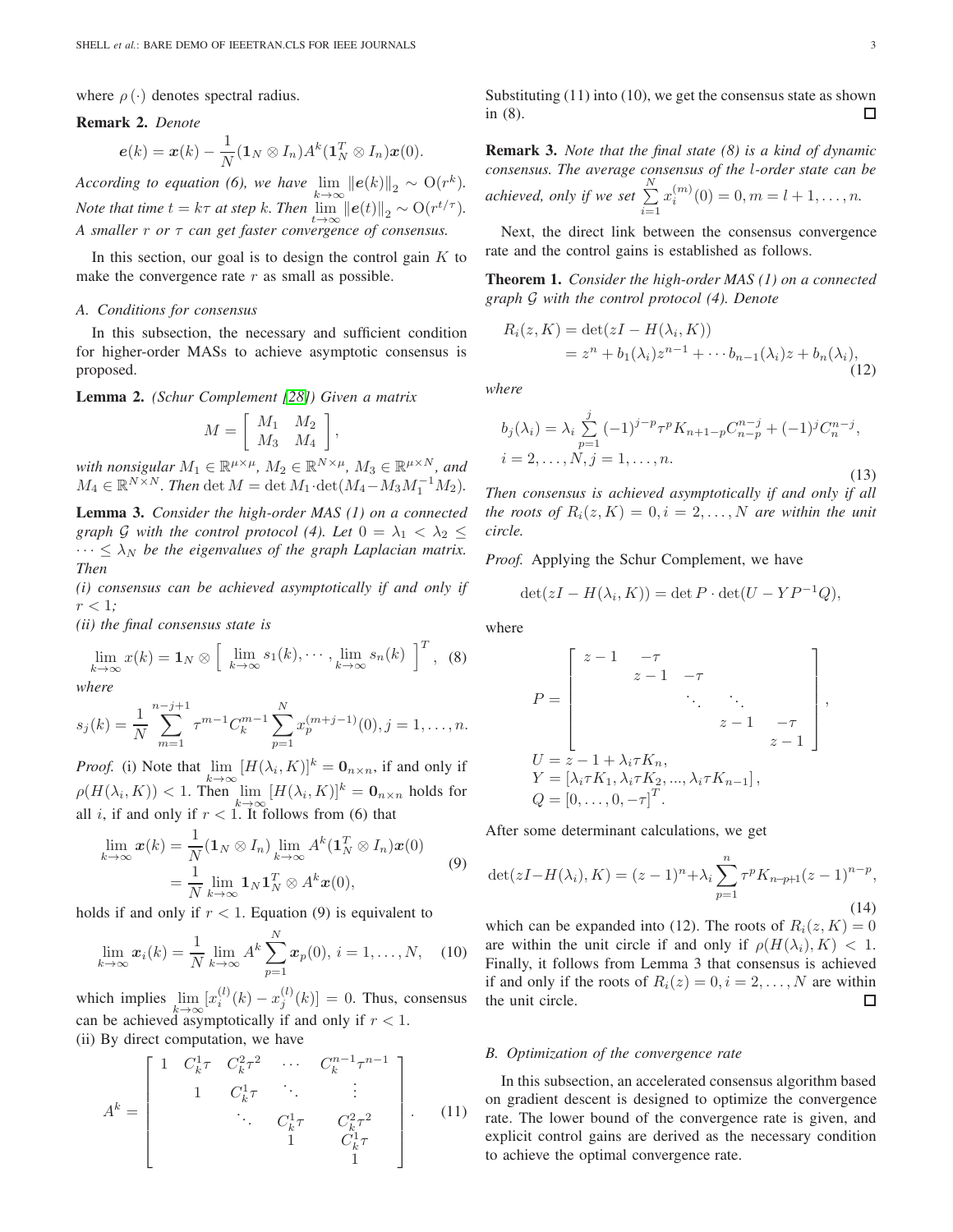where $\rho(\cdot)$ denotes spectral radius.

**Remark 2.** *Denote*

$$\boldsymbol{e}(k) = \boldsymbol{x}(k) - \frac{1}{N}(\mathbf{1}_N \otimes I_n)A^k(\mathbf{1}_N^T \otimes I_n)\boldsymbol{x}(0).$$

*According to equation (6), we have* $\lim\limits_{k\to\infty} \|\boldsymbol{e}(k)\|_2 \sim \mathrm{O}(r^k)$. *Note that time $t = k\tau$ at step $k$. Then* $\lim\limits_{t\to\infty} \|\boldsymbol{e}(t)\|_2 \sim \mathrm{O}(r^{t/\tau})$. *A smaller $r$ or $\tau$ can get faster convergence of consensus.*

In this section, our goal is to design the control gain $K$ to make the convergence rate $r$ as small as possible.

### A. Conditions for consensus

In this subsection, the necessary and sufficient condition for higher-order MASs to achieve asymptotic consensus is proposed.

**Lemma 2.** *(Schur Complement [28]) Given a matrix*

$$M = \begin{bmatrix} M_1 & M_2 \\ M_3 & M_4 \end{bmatrix},$$

*with nonsingular $M_1 \in \mathbb{R}^{\mu\times\mu}$, $M_2 \in \mathbb{R}^{N\times\mu}$, $M_3 \in \mathbb{R}^{\mu\times N}$, and $M_4 \in \mathbb{R}^{N\times N}$. Then $\det M = \det M_1 \cdot \det(M_4 - M_3 M_1^{-1} M_2)$.*

**Lemma 3.** *Consider the high-order MAS (1) on a connected graph $\mathcal{G}$ with the control protocol (4). Let $0 = \lambda_1 < \lambda_2 \leq \cdots \leq \lambda_N$ be the eigenvalues of the graph Laplacian matrix. Then*

*(i) consensus can be achieved asymptotically if and only if $r < 1$;*

*(ii) the final consensus state is*

$$\lim_{k\to\infty} x(k) = \mathbf{1}_N \otimes \left[ \lim_{k\to\infty} s_1(k), \cdots, \lim_{k\to\infty} s_n(k) \right]^T, \quad (8)$$

*where*

$$s_j(k) = \frac{1}{N}\sum_{m=1}^{n-j+1} \tau^{m-1} C_k^{m-1} \sum_{p=1}^{N} x_p^{(m+j-1)}(0), j = 1, \ldots, n.$$

*Proof.* (i) Note that $\lim\limits_{k\to\infty}[H(\lambda_i, K)]^k = \mathbf{0}_{n\times n}$, if and only if $\rho(H(\lambda_i, K)) < 1$. Then $\lim\limits_{k\to\infty}[H(\lambda_i, K)]^k = \mathbf{0}_{n\times n}$ holds for all $i$, if and only if $r < 1$. It follows from (6) that

$$\begin{aligned} \lim_{k\to\infty} \boldsymbol{x}(k) &= \frac{1}{N}(\mathbf{1}_N \otimes I_n)\lim_{k\to\infty} A^k(\mathbf{1}_N^T \otimes I_n)\boldsymbol{x}(0) \\ &= \frac{1}{N}\lim_{k\to\infty} \mathbf{1}_N \mathbf{1}_N^T \otimes A^k \boldsymbol{x}(0), \end{aligned} \quad (9)$$

holds if and only if $r < 1$. Equation (9) is equivalent to

$$\lim_{k\to\infty} \boldsymbol{x}_i(k) = \frac{1}{N}\lim_{k\to\infty} A^k \sum_{p=1}^{N} \boldsymbol{x}_p(0), \; i = 1, \ldots, N, \quad (10)$$

which implies $\lim\limits_{k\to\infty}[x_i^{(l)}(k) - x_j^{(l)}(k)] = 0$. Thus, consensus can be achieved asymptotically if and only if $r < 1$.

(ii) By direct computation, we have

$$A^k = \begin{bmatrix} 1 & C_k^1\tau & C_k^2\tau^2 & \cdots & C_k^{n-1}\tau^{n-1} \\ & 1 & C_k^1\tau & \ddots & \vdots \\ & & \ddots & C_k^1\tau & C_k^2\tau^2 \\ & & & 1 & C_k^1\tau \\ & & & & 1 \end{bmatrix}. \quad (11)$$

Substituting (11) into (10), we get the consensus state as shown in (8). $\square$

**Remark 3.** *Note that the final state (8) is a kind of dynamic consensus. The average consensus of the $l$-order state can be achieved, only if we set $\sum\limits_{i=1}^{N} x_i^{(m)}(0) = 0, m = l+1, \ldots, n$.*

Next, the direct link between the consensus convergence rate and the control gains is established as follows.

**Theorem 1.** *Consider the high-order MAS (1) on a connected graph $\mathcal{G}$ with the control protocol (4). Denote*

$$\begin{aligned} R_i(z, K) &= \det(zI - H(\lambda_i, K)) \\ &= z^n + b_1(\lambda_i)z^{n-1} + \cdots b_{n-1}(\lambda_i)z + b_n(\lambda_i), \end{aligned} \quad (12)$$

*where*

$$\begin{aligned} & b_j(\lambda_i) = \lambda_i \sum_{p=1}^{j} (-1)^{j-p}\tau^p K_{n+1-p} C_{n-p}^{n-j} + (-1)^j C_n^{n-j}, \\ & i = 2, \ldots, N, j = 1, \ldots, n. \end{aligned} \quad (13)$$

*Then consensus is achieved asymptotically if and only if all the roots of $R_i(z, K) = 0, i = 2, \ldots, N$ are within the unit circle.*

*Proof.* Applying the Schur Complement, we have

$$\det(zI - H(\lambda_i, K)) = \det P \cdot \det(U - YP^{-1}Q),$$

where

$$\begin{aligned} P &= \begin{bmatrix} z-1 & -\tau & & & \\ & z-1 & -\tau & & \\ & & \ddots & \ddots & \\ & & & z-1 & -\tau \\ & & & & z-1 \end{bmatrix}, \\ U &= z - 1 + \lambda_i \tau K_n, \\ Y &= [\lambda_i\tau K_1, \lambda_i\tau K_2, ..., \lambda_i\tau K_{n-1}], \\ Q &= [0, \ldots, 0, -\tau]^T. \end{aligned}$$

After some determinant calculations, we get

$$\det(zI - H(\lambda_i), K) = (z-1)^n + \lambda_i \sum_{p=1}^{n} \tau^p K_{n-p+1}(z-1)^{n-p}, \quad (14)$$

which can be expanded into (12). The roots of $R_i(z, K) = 0$ are within the unit circle if and only if $\rho(H(\lambda_i), K) < 1$. Finally, it follows from Lemma 3 that consensus is achieved if and only if the roots of $R_i(z) = 0, i = 2, \ldots, N$ are within the unit circle. $\square$

### B. Optimization of the convergence rate

In this subsection, an accelerated consensus algorithm based on gradient descent is designed to optimize the convergence rate. The lower bound of the convergence rate is given, and explicit control gains are derived as the necessary condition to achieve the optimal convergence rate.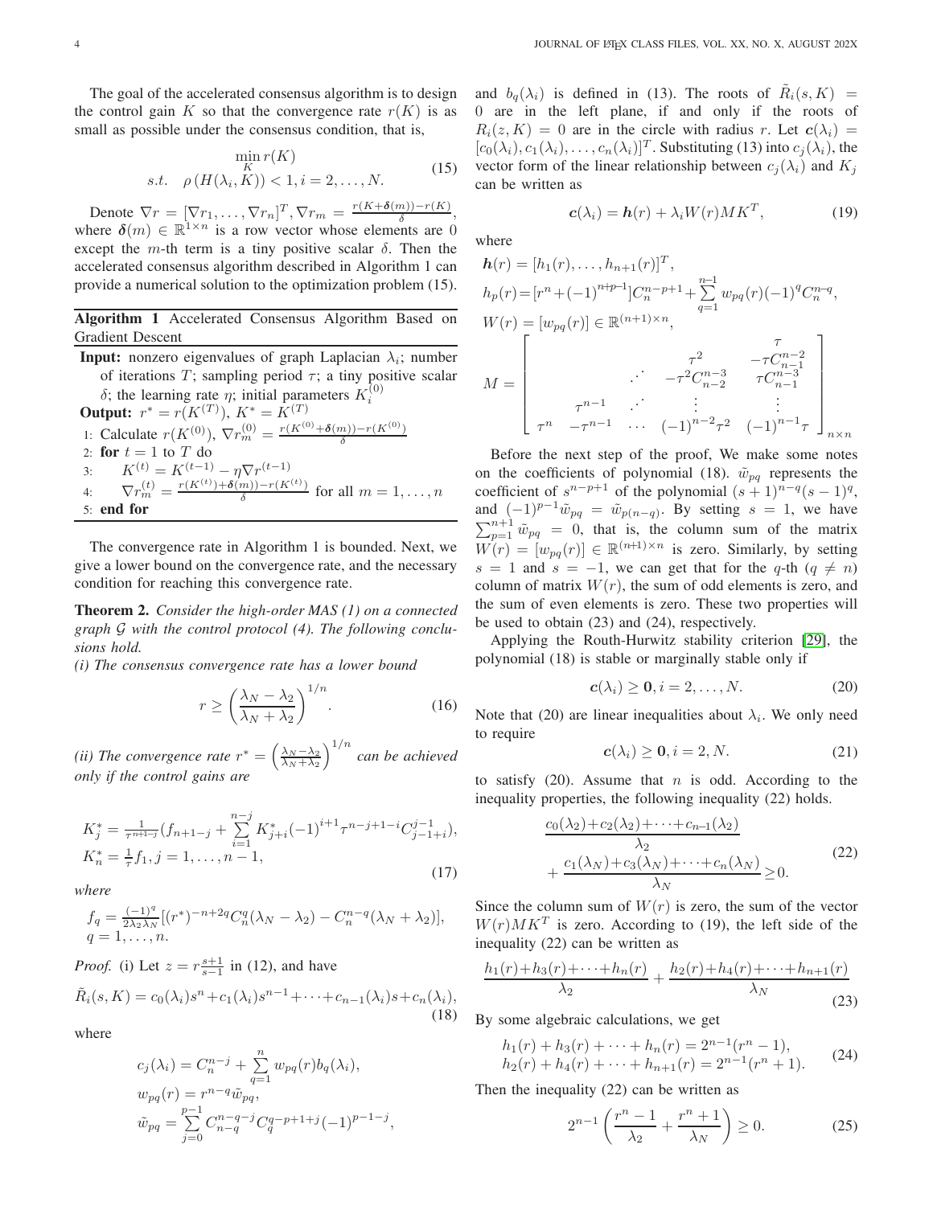The goal of the accelerated consensus algorithm is to design the control gain $K$ so that the convergence rate $r(K)$ is as small as possible under the consensus condition, that is,

$$
\begin{aligned}
&\min_{K} r(K) \\
&s.t. \quad \rho\left(H(\lambda_i, K)\right) < 1, i = 2, \ldots, N.
\end{aligned} \tag{15}
$$

Denote $\nabla r = [\nabla r_1, \ldots, \nabla r_n]^T, \nabla r_m = \frac{r(K+\boldsymbol{\delta}(m))-r(K)}{\delta}$, where $\boldsymbol{\delta}(m) \in \mathbb{R}^{1\times n}$ is a row vector whose elements are 0 except the $m$-th term is a tiny positive scalar $\delta$. Then the accelerated consensus algorithm described in Algorithm 1 can provide a numerical solution to the optimization problem (15).

**Algorithm 1** Accelerated Consensus Algorithm Based on Gradient Descent

**Input:** nonzero eigenvalues of graph Laplacian $\lambda_i$; number of iterations $T$; sampling period $\tau$; a tiny positive scalar $\delta$; the learning rate $\eta$; initial parameters $K_i^{(0)}$

**Output:** $r^* = r(K^{(T)})$, $K^* = K^{(T)}$

1: Calculate $r(K^{(0)})$, $\nabla r_m^{(0)} = \frac{r(K^{(0)}+\boldsymbol{\delta}(m))-r(K^{(0)})}{\delta}$

2: **for** $t = 1$ to $T$ do

3: $\quad K^{(t)} = K^{(t-1)} - \eta \nabla r^{(t-1)}$

4: $\quad \nabla r_m^{(t)} = \frac{r(K^{(t)})+\boldsymbol{\delta}(m))-r(K^{(t)})}{\delta}$ for all $m = 1, \ldots, n$

5: **end for**

The convergence rate in Algorithm 1 is bounded. Next, we give a lower bound on the convergence rate, and the necessary condition for reaching this convergence rate.

**Theorem 2.** *Consider the high-order MAS (1) on a connected graph $\mathcal{G}$ with the control protocol (4). The following conclusions hold.*

*(i) The consensus convergence rate has a lower bound*

$$
r \geq \left(\frac{\lambda_N - \lambda_2}{\lambda_N + \lambda_2}\right)^{1/n}. \tag{16}
$$

*(ii) The convergence rate $r^* = \left(\frac{\lambda_N - \lambda_2}{\lambda_N + \lambda_2}\right)^{1/n}$ can be achieved only if the control gains are*

$$
\begin{aligned}
&K_j^* = \tfrac{1}{\tau^{n+1-j}}(f_{n+1-j} + \sum_{i=1}^{n-j} K_{j+i}^*(-1)^{i+1}\tau^{n-j+1-i}C_{j-1+i}^{j-1}), \\
&K_n^* = \tfrac{1}{\tau}f_1, j = 1, \ldots, n-1,
\end{aligned} \tag{17}
$$

*where*

$$
\begin{aligned}
&f_q = \tfrac{(-1)^q}{2\lambda_2\lambda_N}[(r^*)^{-n+2q}C_n^q(\lambda_N - \lambda_2) - C_n^{n-q}(\lambda_N + \lambda_2)], \\
&q = 1, \ldots, n.
\end{aligned}
$$

*Proof.* (i) Let $z = r\frac{s+1}{s-1}$ in (12), and have

$$
\tilde{R}_i(s, K) = c_0(\lambda_i)s^n + c_1(\lambda_i)s^{n-1} + \cdots + c_{n-1}(\lambda_i)s + c_n(\lambda_i), \tag{18}
$$

where

$$
\begin{aligned}
&c_j(\lambda_i) = C_n^{n-j} + \sum_{q=1}^{n} w_{pq}(r)b_q(\lambda_i), \\
&w_{pq}(r) = r^{n-q}\tilde{w}_{pq}, \\
&\tilde{w}_{pq} = \sum_{j=0}^{p-1} C_{n-q}^{n-q-j}C_q^{q-p+1+j}(-1)^{p-1-j},
\end{aligned}
$$

and $b_q(\lambda_i)$ is defined in (13). The roots of $\tilde{R}_i(s, K) = 0$ are in the left plane, if and only if the roots of $R_i(z, K) = 0$ are in the circle with radius $r$. Let $\boldsymbol{c}(\lambda_i) = [c_0(\lambda_i), c_1(\lambda_i), \ldots, c_n(\lambda_i)]^T$. Substituting (13) into $c_j(\lambda_i)$, the vector form of the linear relationship between $c_j(\lambda_i)$ and $K_j$ can be written as

$$
\boldsymbol{c}(\lambda_i) = \boldsymbol{h}(r) + \lambda_i W(r)MK^T, \tag{19}
$$

where

$$
\begin{aligned}
&\boldsymbol{h}(r) = [h_1(r), \ldots, h_{n+1}(r)]^T, \\
&h_p(r) = [r^n + (-1)^{n+p-1}]C_n^{n-p+1} + \sum_{q=1}^{n-1} w_{pq}(r)(-1)^q C_n^{n-q}, \\
&W(r) = [w_{pq}(r)] \in \mathbb{R}^{(n+1)\times n},
\end{aligned}
$$

$$
M = \begin{bmatrix}
 & & & & \tau \\
 & & & \tau^2 & -\tau C_{n-1}^{n-2} \\
 & & \cdots & -\tau^2 C_{n-2}^{n-3} & \tau C_{n-1}^{n-3} \\
 & \tau^{n-1} & \cdots & \vdots & \vdots \\
\tau^n & -\tau^{n-1} & \cdots & (-1)^{n-2}\tau^2 & (-1)^{n-1}\tau
\end{bmatrix}_{n\times n}
$$

Before the next step of the proof, We make some notes on the coefficients of polynomial (18). $\tilde{w}_{pq}$ represents the coefficient of $s^{n-p+1}$ of the polynomial $(s+1)^{n-q}(s-1)^q$, and $(-1)^{p-1}\tilde{w}_{pq} = \tilde{w}_{p(n-q)}$. By setting $s = 1$, we have $\sum_{p=1}^{n+1} \tilde{w}_{pq} = 0$, that is, the column sum of the matrix $W(r) = [w_{pq}(r)] \in \mathbb{R}^{(n+1)\times n}$ is zero. Similarly, by setting $s = 1$ and $s = -1$, we can get that for the $q$-th ($q \neq n$) column of matrix $W(r)$, the sum of odd elements is zero, and the sum of even elements is zero. These two properties will be used to obtain (23) and (24), respectively.

Applying the Routh-Hurwitz stability criterion [29], the polynomial (18) is stable or marginally stable only if

$$
\boldsymbol{c}(\lambda_i) \geq \mathbf{0}, i = 2, \ldots, N. \tag{20}
$$

Note that (20) are linear inequalities about $\lambda_i$. We only need to require

$$
\boldsymbol{c}(\lambda_i) \geq \mathbf{0}, i = 2, N. \tag{21}
$$

to satisfy (20). Assume that $n$ is odd. According to the inequality properties, the following inequality (22) holds.

$$
\begin{aligned}
&\frac{c_0(\lambda_2) + c_2(\lambda_2) + \cdots + c_{n-1}(\lambda_2)}{\lambda_2} \\
&+ \frac{c_1(\lambda_N) + c_3(\lambda_N) + \cdots + c_n(\lambda_N)}{\lambda_N} \geq 0.
\end{aligned} \tag{22}
$$

Since the column sum of $W(r)$ is zero, the sum of the vector $W(r)MK^T$ is zero. According to (19), the left side of the inequality (22) can be written as

$$
\frac{h_1(r) + h_3(r) + \cdots + h_n(r)}{\lambda_2} + \frac{h_2(r) + h_4(r) + \cdots + h_{n+1}(r)}{\lambda_N} \tag{23}
$$

By some algebraic calculations, we get

$$
\begin{aligned}
&h_1(r) + h_3(r) + \cdots + h_n(r) = 2^{n-1}(r^n - 1), \\
&h_2(r) + h_4(r) + \cdots + h_{n+1}(r) = 2^{n-1}(r^n + 1).
\end{aligned} \tag{24}
$$

Then the inequality (22) can be written as

$$
2^{n-1}\left(\frac{r^n - 1}{\lambda_2} + \frac{r^n + 1}{\lambda_N}\right) \geq 0. \tag{25}
$$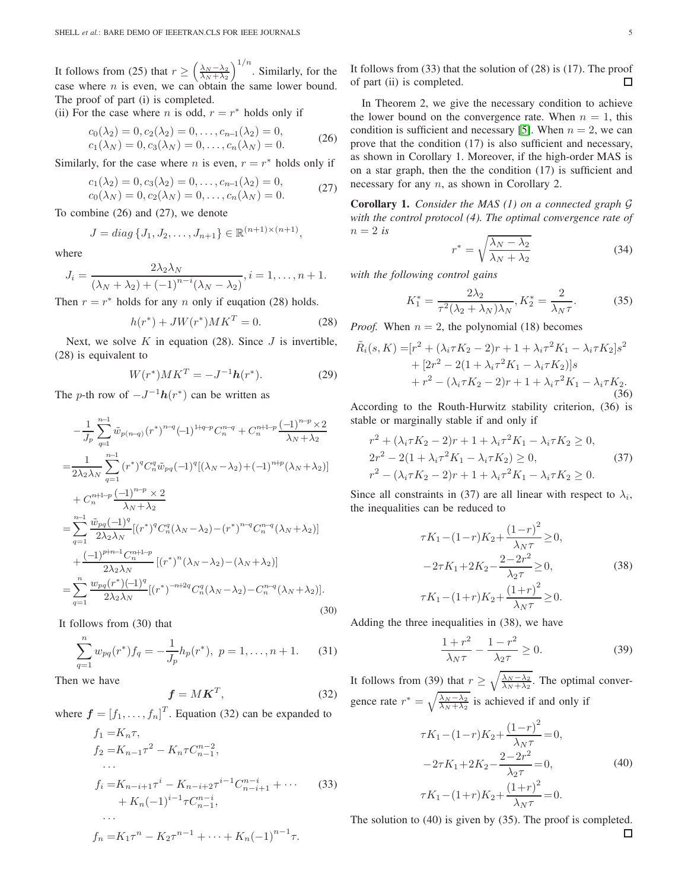It follows from (25) that $r \geq \left(\frac{\lambda_N - \lambda_2}{\lambda_N + \lambda_2}\right)^{1/n}$. Similarly, for the case where $n$ is even, we can obtain the same lower bound. The proof of part (i) is completed.

(ii) For the case where $n$ is odd, $r = r^*$ holds only if

$$
\begin{aligned}
&c_0(\lambda_2) = 0, c_2(\lambda_2) = 0, \ldots, c_{n-1}(\lambda_2) = 0, \\
&c_1(\lambda_N) = 0, c_3(\lambda_N) = 0, \ldots, c_n(\lambda_N) = 0.
\end{aligned} \tag{26}
$$

Similarly, for the case where $n$ is even, $r = r^*$ holds only if

$$
\begin{aligned}
&c_1(\lambda_2) = 0, c_3(\lambda_2) = 0, \ldots, c_{n-1}(\lambda_2) = 0, \\
&c_0(\lambda_N) = 0, c_2(\lambda_N) = 0, \ldots, c_n(\lambda_N) = 0.
\end{aligned} \tag{27}
$$

To combine (26) and (27), we denote

$$
J = diag\left\{J_1, J_2, \ldots, J_{n+1}\right\} \in \mathbb{R}^{(n+1)\times(n+1)},
$$

where

$$
J_i = \frac{2\lambda_2\lambda_N}{(\lambda_N + \lambda_2) + (-1)^{n-i}(\lambda_N - \lambda_2)}, i = 1, \ldots, n+1.
$$

Then $r = r^*$ holds for any $n$ only if euqation (28) holds.

$$
h(r^*) + JW(r^*)MK^T = 0. \tag{28}
$$

Next, we solve $K$ in equation (28). Since $J$ is invertible, (28) is equivalent to

$$
W(r^*)MK^T = -J^{-1}\boldsymbol{h}(r^*). \tag{29}
$$

The $p$-th row of $-J^{-1}\boldsymbol{h}(r^*)$ can be written as

$$
\begin{aligned}
&-\frac{1}{J_p}\sum_{q=1}^{n-1}\tilde{w}_{p(n-q)}(r^*)^{n-q}(-1)^{1+q-p}C_n^{n-q} + C_n^{n+1-p}\frac{(-1)^{n-p}\times 2}{\lambda_N+\lambda_2} \\
=&\frac{1}{2\lambda_2\lambda_N}\sum_{q=1}^{n-1}(r^*)^q C_n^q \tilde{w}_{pq}(-1)^q[(\lambda_N-\lambda_2)+(-1)^{n+p}(\lambda_N+\lambda_2)] \\
&+ C_n^{n+1-p}\frac{(-1)^{n-p}\times 2}{\lambda_N+\lambda_2} \\
=&\sum_{q=1}^{n-1}\frac{\tilde{w}_{pq}(-1)^q}{2\lambda_2\lambda_N}[(r^*)^q C_n^q(\lambda_N-\lambda_2)-(r^*)^{n-q}C_n^{n-q}(\lambda_N+\lambda_2)] \\
&+\frac{(-1)^{p+n-1}C_n^{n+1-p}}{2\lambda_2\lambda_N}\left[(r^*)^n(\lambda_N-\lambda_2)-(\lambda_N+\lambda_2)\right] \\
=&\sum_{q=1}^{n}\frac{w_{pq}(r^*)(-1)^q}{2\lambda_2\lambda_N}[(r^*)^{-n+2q}C_n^q(\lambda_N-\lambda_2)-C_n^{n-q}(\lambda_N+\lambda_2)].
\end{aligned} \tag{30}
$$

It follows from (30) that

$$
\sum_{q=1}^{n} w_{pq}(r^*)f_q = -\frac{1}{J_p}h_p(r^*),\ p = 1, \ldots, n+1. \tag{31}
$$

Then we have

$$
\boldsymbol{f} = M\boldsymbol{K}^T, \tag{32}
$$

where $\boldsymbol{f} = [f_1, \ldots, f_n]^T$. Equation (32) can be expanded to

$$
\begin{aligned}
f_1 =& K_n\tau, \\
f_2 =& K_{n-1}\tau^2 - K_n\tau C_{n-1}^{n-2}, \\
&\cdots \\
f_i =& K_{n-i+1}\tau^i - K_{n-i+2}\tau^{i-1}C_{n-i+1}^{n-i} + \cdots \\
&+ K_n(-1)^{i-1}\tau C_{n-1}^{n-i}, \\
&\cdots \\
f_n =& K_1\tau^n - K_2\tau^{n-1} + \cdots + K_n(-1)^{n-1}\tau.
\end{aligned} \tag{33}
$$

It follows from (33) that the solution of (28) is (17). The proof of part (ii) is completed. $\square$

In Theorem 2, we give the necessary condition to achieve the lower bound on the convergence rate. When $n = 1$, this condition is sufficient and necessary [5]. When $n = 2$, we can prove that the condition (17) is also sufficient and necessary, as shown in Corollary 1. Moreover, if the high-order MAS is on a star graph, then the the condition (17) is sufficient and necessary for any $n$, as shown in Corollary 2.

**Corollary 1.** *Consider the MAS (1) on a connected graph $\mathcal{G}$ with the control protocol (4). The optimal convergence rate of $n = 2$ is*

$$
r^* = \sqrt{\frac{\lambda_N - \lambda_2}{\lambda_N + \lambda_2}} \tag{34}
$$

*with the following control gains*

$$
K_1^* = \frac{2\lambda_2}{\tau^2(\lambda_2 + \lambda_N)\lambda_N}, K_2^* = \frac{2}{\lambda_N\tau}. \tag{35}
$$

*Proof.* When $n = 2$, the polynomial (18) becomes

$$
\begin{aligned}
\tilde{R}_i(s, K) =& [r^2 + (\lambda_i\tau K_2 - 2)r + 1 + \lambda_i\tau^2 K_1 - \lambda_i\tau K_2]s^2 \\
&+ [2r^2 - 2(1 + \lambda_i\tau^2 K_1 - \lambda_i\tau K_2)]s \\
&+ r^2 - (\lambda_i\tau K_2 - 2)r + 1 + \lambda_i\tau^2 K_1 - \lambda_i\tau K_2.
\end{aligned} \tag{36}
$$

According to the Routh-Hurwitz stability criterion, (36) is stable or marginally stable if and only if

$$
\begin{aligned}
&r^2 + (\lambda_i\tau K_2 - 2)r + 1 + \lambda_i\tau^2 K_1 - \lambda_i\tau K_2 \geq 0, \\
&2r^2 - 2(1 + \lambda_i\tau^2 K_1 - \lambda_i\tau K_2) \geq 0, \\
&r^2 - (\lambda_i\tau K_2 - 2)r + 1 + \lambda_i\tau^2 K_1 - \lambda_i\tau K_2 \geq 0.
\end{aligned} \tag{37}
$$

Since all constraints in (37) are all linear with respect to $\lambda_i$, the inequalities can be reduced to

$$
\begin{aligned}
&\tau K_1 - (1-r)K_2 + \frac{(1-r)^2}{\lambda_N\tau} \geq 0, \\
&-2\tau K_1 + 2K_2 - \frac{2-2r^2}{\lambda_2\tau} \geq 0, \\
&\tau K_1 - (1+r)K_2 + \frac{(1+r)^2}{\lambda_N\tau} \geq 0.
\end{aligned} \tag{38}
$$

Adding the three inequalities in (38), we have

$$
\frac{1+r^2}{\lambda_N\tau} - \frac{1-r^2}{\lambda_2\tau} \geq 0. \tag{39}
$$

It follows from (39) that $r \geq \sqrt{\frac{\lambda_N - \lambda_2}{\lambda_N + \lambda_2}}$. The optimal convergence rate $r^* = \sqrt{\frac{\lambda_N - \lambda_2}{\lambda_N + \lambda_2}}$ is achieved if and only if

$$
\begin{aligned}
&\tau K_1 - (1-r)K_2 + \frac{(1-r)^2}{\lambda_N\tau} = 0, \\
&-2\tau K_1 + 2K_2 - \frac{2-2r^2}{\lambda_2\tau} = 0, \\
&\tau K_1 - (1+r)K_2 + \frac{(1+r)^2}{\lambda_N\tau} = 0.
\end{aligned} \tag{40}
$$

The solution to (40) is given by (35). The proof is completed. $\square$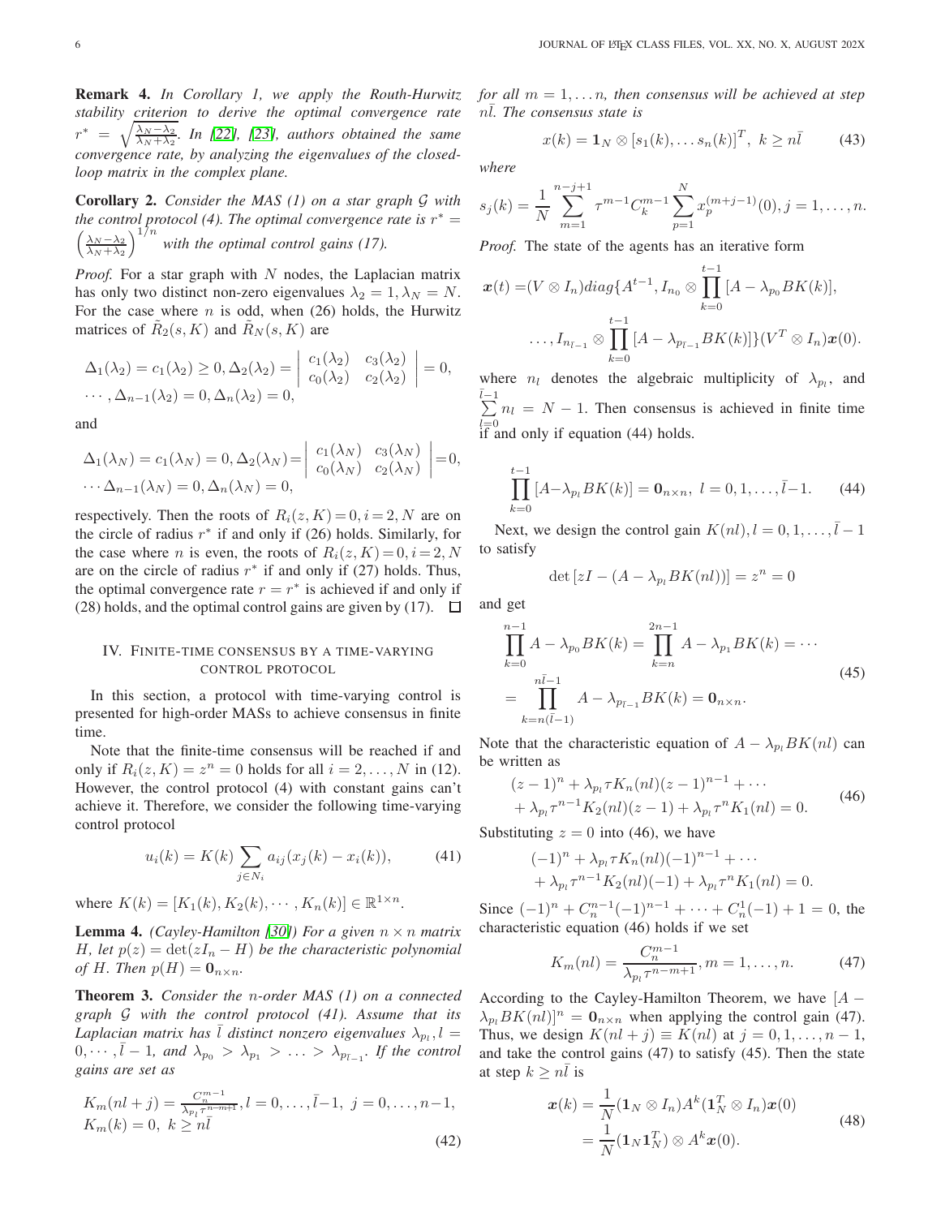**Remark 4.** *In Corollary 1, we apply the Routh-Hurwitz stability criterion to derive the optimal convergence rate $r^* = \sqrt{\frac{\lambda_N - \lambda_2}{\lambda_N + \lambda_2}}$. In [22], [23], authors obtained the same convergence rate, by analyzing the eigenvalues of the closed-loop matrix in the complex plane.*

**Corollary 2.** *Consider the MAS (1) on a star graph $\mathcal{G}$ with the control protocol (4). The optimal convergence rate is $r^* = \left(\frac{\lambda_N - \lambda_2}{\lambda_N + \lambda_2}\right)^{1/n}$ with the optimal control gains (17).*

*Proof.* For a star graph with $N$ nodes, the Laplacian matrix has only two distinct non-zero eigenvalues $\lambda_2 = 1, \lambda_N = N$. For the case where $n$ is odd, when (26) holds, the Hurwitz matrices of $\tilde{R}_2(s, K)$ and $\tilde{R}_N(s, K)$ are

$$\Delta_1(\lambda_2) = c_1(\lambda_2) \geq 0, \Delta_2(\lambda_2) = \begin{vmatrix} c_1(\lambda_2) & c_3(\lambda_2) \\ c_0(\lambda_2) & c_2(\lambda_2) \end{vmatrix} = 0,$$
$$\cdots, \Delta_{n-1}(\lambda_2) = 0, \Delta_n(\lambda_2) = 0,$$

and

$$\Delta_1(\lambda_N) = c_1(\lambda_N) = 0, \Delta_2(\lambda_N) = \begin{vmatrix} c_1(\lambda_N) & c_3(\lambda_N) \\ c_0(\lambda_N) & c_2(\lambda_N) \end{vmatrix} = 0,$$
$$\cdots \Delta_{n-1}(\lambda_N) = 0, \Delta_n(\lambda_N) = 0,$$

respectively. Then the roots of $R_i(z, K) = 0, i = 2, N$ are on the circle of radius $r^*$ if and only if (26) holds. Similarly, for the case where $n$ is even, the roots of $R_i(z, K) = 0, i = 2, N$ are on the circle of radius $r^*$ if and only if (27) holds. Thus, the optimal convergence rate $r = r^*$ is achieved if and only if (28) holds, and the optimal control gains are given by (17). $\square$

## IV. Finite-time consensus by a time-varying control protocol

In this section, a protocol with time-varying control is presented for high-order MASs to achieve consensus in finite time.

Note that the finite-time consensus will be reached if and only if $R_i(z, K) = z^n = 0$ holds for all $i = 2, \ldots, N$ in (12). However, the control protocol (4) with constant gains can't achieve it. Therefore, we consider the following time-varying control protocol

$$u_i(k) = K(k) \sum_{j \in N_i} a_{ij}(x_j(k) - x_i(k)), \tag{41}$$

where $K(k) = [K_1(k), K_2(k), \cdots, K_n(k)] \in \mathbb{R}^{1 \times n}$.

**Lemma 4.** *(Cayley-Hamilton [30]) For a given $n \times n$ matrix $H$, let $p(z) = \det(zI_n - H)$ be the characteristic polynomial of $H$. Then $p(H) = \mathbf{0}_{n \times n}$.*

**Theorem 3.** *Consider the $n$-order MAS (1) on a connected graph $\mathcal{G}$ with the control protocol (41). Assume that its Laplacian matrix has $\bar{l}$ distinct nonzero eigenvalues $\lambda_{p_l}, l = 0, \cdots, \bar{l} - 1$, and $\lambda_{p_0} > \lambda_{p_1} > \ldots > \lambda_{p_{\bar{l}-1}}$. If the control gains are set as*

$$\begin{aligned} &K_m(nl + j) = \frac{C_n^{m-1}}{\lambda_{p_l} \tau^{n-m+1}}, l = 0, \ldots, \bar{l}-1, \ j = 0, \ldots, n-1, \\ &K_m(k) = 0, \ k \geq n\bar{l} \end{aligned} \tag{42}$$

*for all $m = 1, \ldots n$, then consensus will be achieved at step $n\bar{l}$. The consensus state is*

$$x(k) = \mathbf{1}_N \otimes [s_1(k), \ldots s_n(k)]^T, \ k \geq n\bar{l} \tag{43}$$

*where*

$$s_j(k) = \frac{1}{N} \sum_{m=1}^{n-j+1} \tau^{m-1} C_k^{m-1} \sum_{p=1}^{N} x_p^{(m+j-1)}(0), j = 1, \ldots, n.$$

*Proof.* The state of the agents has an iterative form

$$\begin{aligned} \boldsymbol{x}(t) =& (V \otimes I_n) diag\{A^{t-1}, I_{n_0} \otimes \prod_{k=0}^{t-1} [A - \lambda_{p_0} BK(k)], \\ &\ldots, I_{n_{\bar{l}-1}} \otimes \prod_{k=0}^{t-1} [A - \lambda_{p_{\bar{l}-1}} BK(k)]\} (V^T \otimes I_n) \boldsymbol{x}(0). \end{aligned}$$

where $n_l$ denotes the algebraic multiplicity of $\lambda_{p_l}$, and $\sum_{l=0}^{\bar{l}-1} n_l = N - 1$. Then consensus is achieved in finite time if and only if equation (44) holds.

$$\prod_{k=0}^{t-1} [A - \lambda_{p_l} BK(k)] = \mathbf{0}_{n \times n}, \ l = 0, 1, \ldots, \bar{l} - 1. \tag{44}$$

Next, we design the control gain $K(nl), l = 0, 1, \ldots, \bar{l} - 1$ to satisfy

$$\det [zI - (A - \lambda_{p_l} BK(nl))] = z^n = 0$$

and get

$$\begin{aligned} &\prod_{k=0}^{n-1} A - \lambda_{p_0} BK(k) = \prod_{k=n}^{2n-1} A - \lambda_{p_1} BK(k) = \cdots \\ &= \prod_{k=n(\bar{l}-1)}^{n\bar{l}-1} A - \lambda_{p_{\bar{l}-1}} BK(k) = \mathbf{0}_{n \times n}. \end{aligned} \tag{45}$$

Note that the characteristic equation of $A - \lambda_{p_l} BK(nl)$ can be written as

$$\begin{aligned} &(z-1)^n + \lambda_{p_l} \tau K_n(nl)(z-1)^{n-1} + \cdots \\ &+ \lambda_{p_l} \tau^{n-1} K_2(nl)(z-1) + \lambda_{p_l} \tau^n K_1(nl) = 0. \end{aligned} \tag{46}$$

Substituting $z = 0$ into (46), we have

$$\begin{aligned} &(-1)^n + \lambda_{p_l} \tau K_n(nl)(-1)^{n-1} + \cdots \\ &+ \lambda_{p_l} \tau^{n-1} K_2(nl)(-1) + \lambda_{p_l} \tau^n K_1(nl) = 0. \end{aligned}$$

Since $(-1)^n + C_n^{n-1}(-1)^{n-1} + \cdots + C_n^1(-1) + 1 = 0$, the characteristic equation (46) holds if we set

$$K_m(nl) = \frac{C_n^{m-1}}{\lambda_{p_l} \tau^{n-m+1}}, m = 1, \ldots, n. \tag{47}$$

According to the Cayley-Hamilton Theorem, we have $[A - \lambda_{p_l} BK(nl)]^n = \mathbf{0}_{n \times n}$ when applying the control gain (47). Thus, we design $K(nl + j) \equiv K(nl)$ at $j = 0, 1, \ldots, n-1$, and take the control gains (47) to satisfy (45). Then the state at step $k \geq n\bar{l}$ is

$$\begin{aligned} \boldsymbol{x}(k) &= \frac{1}{N} (\mathbf{1}_N \otimes I_n) A^k (\mathbf{1}_N^T \otimes I_n) \boldsymbol{x}(0) \\ &= \frac{1}{N} (\mathbf{1}_N \mathbf{1}_N^T) \otimes A^k \boldsymbol{x}(0). \end{aligned} \tag{48}$$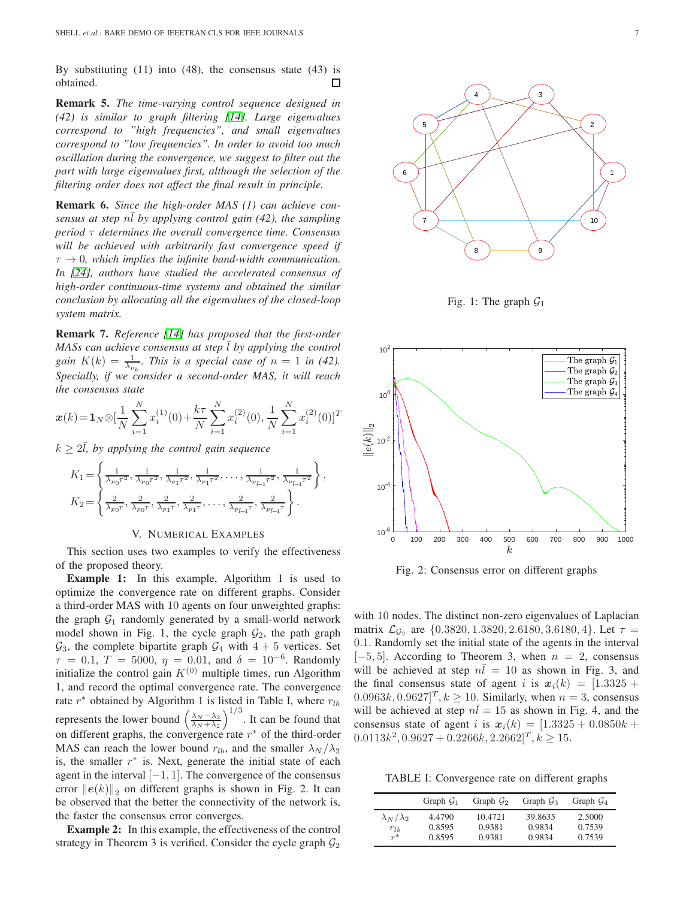By substituting (11) into (48), the consensus state (43) is obtained. □

**Remark 5.** *The time-varying control sequence designed in (42) is similar to graph filtering [14]. Large eigenvalues correspond to "high frequencies", and small eigenvalues correspond to "low frequencies". In order to avoid too much oscillation during the convergence, we suggest to filter out the part with large eigenvalues first, although the selection of the filtering order does not affect the final result in principle.*

**Remark 6.** *Since the high-order MAS (1) can achieve consensus at step $n\bar{l}$ by applying control gain (42), the sampling period $\tau$ determines the overall convergence time. Consensus will be achieved with arbitrarily fast convergence speed if $\tau \to 0$, which implies the infinite band-width communication. In [24], authors have studied the accelerated consensus of high-order continuous-time systems and obtained the similar conclusion by allocating all the eigenvalues of the closed-loop system matrix.*

**Remark 7.** *Reference [14] has proposed that the first-order MASs can achieve consensus at step $\bar{l}$ by applying the control gain $K(k) = \frac{1}{\lambda_{p_k}}$. This is a special case of $n = 1$ in (42). Specially, if we consider a second-order MAS, it will reach the consensus state*

$$\boldsymbol{x}(k) = \mathbf{1}_N \otimes [\frac{1}{N}\sum_{i=1}^{N} x_i^{(1)}(0) + \frac{k\tau}{N}\sum_{i=1}^{N} x_i^{(2)}(0), \frac{1}{N}\sum_{i=1}^{N} x_i^{(2)}(0)]^T$$

*$k \geq 2\bar{l}$, by applying the control gain sequence*

$$K_1 = \left\{ \frac{1}{\lambda_{p_0}\tau^2}, \frac{1}{\lambda_{p_0}\tau^2}, \frac{1}{\lambda_{p_1}\tau^2}, \frac{1}{\lambda_{p_1}\tau^2}, \dots, \frac{1}{\lambda_{p_{\bar{l}-1}}\tau^2}, \frac{1}{\lambda_{p_{\bar{l}-1}}\tau^2} \right\},$$
$$K_2 = \left\{ \frac{2}{\lambda_{p_0}\tau}, \frac{2}{\lambda_{p_0}\tau}, \frac{2}{\lambda_{p_1}\tau}, \frac{2}{\lambda_{p_1}\tau}, \dots, \frac{2}{\lambda_{p_{\bar{l}-1}}\tau}, \frac{2}{\lambda_{p_{\bar{l}-1}}\tau} \right\}.$$

## V. Numerical Examples

This section uses two examples to verify the effectiveness of the proposed theory.

**Example 1:** In this example, Algorithm 1 is used to optimize the convergence rate on different graphs. Consider a third-order MAS with 10 agents on four unweighted graphs: the graph $\mathcal{G}_1$ randomly generated by a small-world network model shown in Fig. 1, the cycle graph $\mathcal{G}_2$, the path graph $\mathcal{G}_3$, the complete bipartite graph $\mathcal{G}_4$ with $4+5$ vertices. Set $\tau = 0.1$, $T = 5000$, $\eta = 0.01$, and $\delta = 10^{-6}$. Randomly initialize the control gain $K^{(0)}$ multiple times, run Algorithm 1, and record the optimal convergence rate. The convergence rate $r^*$ obtained by Algorithm 1 is listed in Table I, where $r_{lb}$ represents the lower bound $\left(\frac{\lambda_N - \lambda_2}{\lambda_N + \lambda_2}\right)^{1/3}$. It can be found that on different graphs, the convergence rate $r^*$ of the third-order MAS can reach the lower bound $r_{lb}$, and the smaller $\lambda_N/\lambda_2$ is, the smaller $r^*$ is. Next, generate the initial state of each agent in the interval $[-1, 1]$. The convergence of the consensus error $\|\boldsymbol{e}(k)\|_2$ on different graphs is shown in Fig. 2. It can be observed that the better the connectivity of the network is, the faster the consensus error converges.

**Example 2:** In this example, the effectiveness of the control strategy in Theorem 3 is verified. Consider the cycle graph $\mathcal{G}_2$ with 10 nodes. The distinct non-zero eigenvalues of Laplacian matrix $\mathcal{L}_{\mathcal{G}_2}$ are $\{0.3820, 1.3820, 2.6180, 3.6180, 4\}$. Let $\tau = 0.1$. Randomly set the initial state of the agents in the interval $[-5, 5]$. According to Theorem 3, when $n = 2$, consensus will be achieved at step $n\bar{l} = 10$ as shown in Fig. 3, and the final consensus state of agent $i$ is $\boldsymbol{x}_i(k) = [1.3325 + 0.0963k, 0.9627]^T, k \geq 10$. Similarly, when $n = 3$, consensus will be achieved at step $n\bar{l} = 15$ as shown in Fig. 4, and the consensus state of agent $i$ is $\boldsymbol{x}_i(k) = [1.3325 + 0.0850k + 0.0113k^2, 0.9627 + 0.2266k, 2.2662]^T, k \geq 15$.

Fig. 1: The graph $\mathcal{G}_1$

Fig. 2: Consensus error on different graphs

TABLE I: Convergence rate on different graphs

| | Graph $\mathcal{G}_1$ | Graph $\mathcal{G}_2$ | Graph $\mathcal{G}_3$ | Graph $\mathcal{G}_4$ |
|---|---|---|---|---|
| $\lambda_N/\lambda_2$ | 4.4790 | 10.4721 | 39.8635 | 2.5000 |
| $r_{lb}$ | 0.8595 | 0.9381 | 0.9834 | 0.7539 |
| $r^*$ | 0.8595 | 0.9381 | 0.9834 | 0.7539 |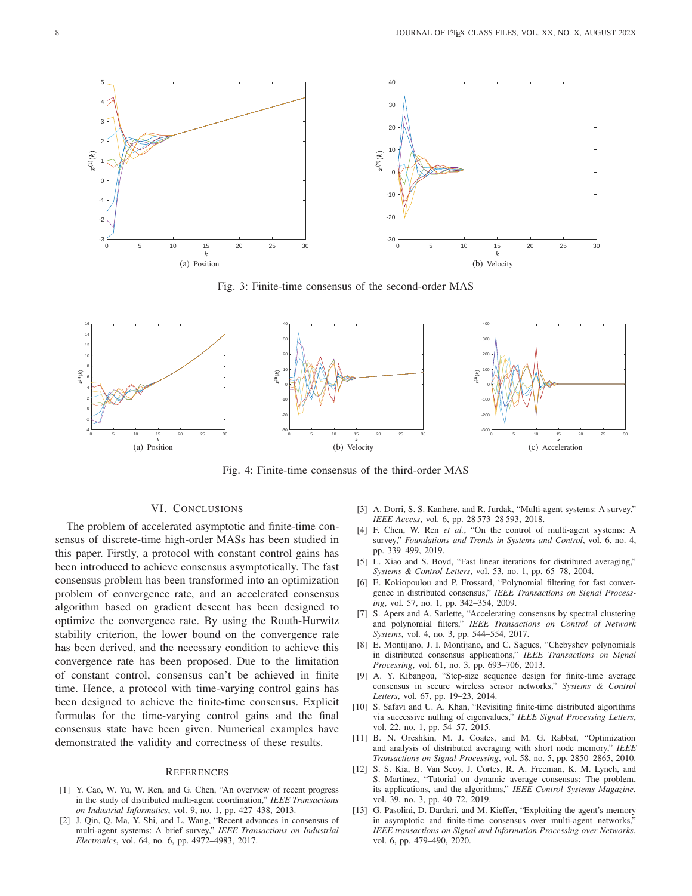(a) Position

(b) Velocity

Fig. 3: Finite-time consensus of the second-order MAS

(a) Position

(b) Velocity

(c) Acceleration

Fig. 4: Finite-time consensus of the third-order MAS

## VI. Conclusions

The problem of accelerated asymptotic and finite-time consensus of discrete-time high-order MASs has been studied in this paper. Firstly, a protocol with constant control gains has been introduced to achieve consensus asymptotically. The fast consensus problem has been transformed into an optimization problem of convergence rate, and an accelerated consensus algorithm based on gradient descent has been designed to optimize the convergence rate. By using the Routh-Hurwitz stability criterion, the lower bound on the convergence rate has been derived, and the necessary condition to achieve this convergence rate has been proposed. Due to the limitation of constant control, consensus can't be achieved in finite time. Hence, a protocol with time-varying control gains has been designed to achieve the finite-time consensus. Explicit formulas for the time-varying control gains and the final consensus state have been given. Numerical examples have demonstrated the validity and correctness of these results.

## References

[1] Y. Cao, W. Yu, W. Ren, and G. Chen, "An overview of recent progress in the study of distributed multi-agent coordination," *IEEE Transactions on Industrial Informatics*, vol. 9, no. 1, pp. 427–438, 2013.

[2] J. Qin, Q. Ma, Y. Shi, and L. Wang, "Recent advances in consensus of multi-agent systems: A brief survey," *IEEE Transactions on Industrial Electronics*, vol. 64, no. 6, pp. 4972–4983, 2017.

[3] A. Dorri, S. S. Kanhere, and R. Jurdak, "Multi-agent systems: A survey," *IEEE Access*, vol. 6, pp. 28 573–28 593, 2018.

[4] F. Chen, W. Ren *et al.*, "On the control of multi-agent systems: A survey," *Foundations and Trends in Systems and Control*, vol. 6, no. 4, pp. 339–499, 2019.

[5] L. Xiao and S. Boyd, "Fast linear iterations for distributed averaging," *Systems & Control Letters*, vol. 53, no. 1, pp. 65–78, 2004.

[6] E. Kokiopoulou and P. Frossard, "Polynomial filtering for fast convergence in distributed consensus," *IEEE Transactions on Signal Processing*, vol. 57, no. 1, pp. 342–354, 2009.

[7] S. Apers and A. Sarlette, "Accelerating consensus by spectral clustering and polynomial filters," *IEEE Transactions on Control of Network Systems*, vol. 4, no. 3, pp. 544–554, 2017.

[8] E. Montijano, J. I. Montijano, and C. Sagues, "Chebyshev polynomials in distributed consensus applications," *IEEE Transactions on Signal Processing*, vol. 61, no. 3, pp. 693–706, 2013.

[9] A. Y. Kibangou, "Step-size sequence design for finite-time average consensus in secure wireless sensor networks," *Systems & Control Letters*, vol. 67, pp. 19–23, 2014.

[10] S. Safavi and U. A. Khan, "Revisiting finite-time distributed algorithms via successive nulling of eigenvalues," *IEEE Signal Processing Letters*, vol. 22, no. 1, pp. 54–57, 2015.

[11] B. N. Oreshkin, M. J. Coates, and M. G. Rabbat, "Optimization and analysis of distributed averaging with short node memory," *IEEE Transactions on Signal Processing*, vol. 58, no. 5, pp. 2850–2865, 2010.

[12] S. S. Kia, B. Van Scoy, J. Cortes, R. A. Freeman, K. M. Lynch, and S. Martinez, "Tutorial on dynamic average consensus: The problem, its applications, and the algorithms," *IEEE Control Systems Magazine*, vol. 39, no. 3, pp. 40–72, 2019.

[13] G. Pasolini, D. Dardari, and M. Kieffer, "Exploiting the agent's memory in asymptotic and finite-time consensus over multi-agent networks," *IEEE transactions on Signal and Information Processing over Networks*, vol. 6, pp. 479–490, 2020.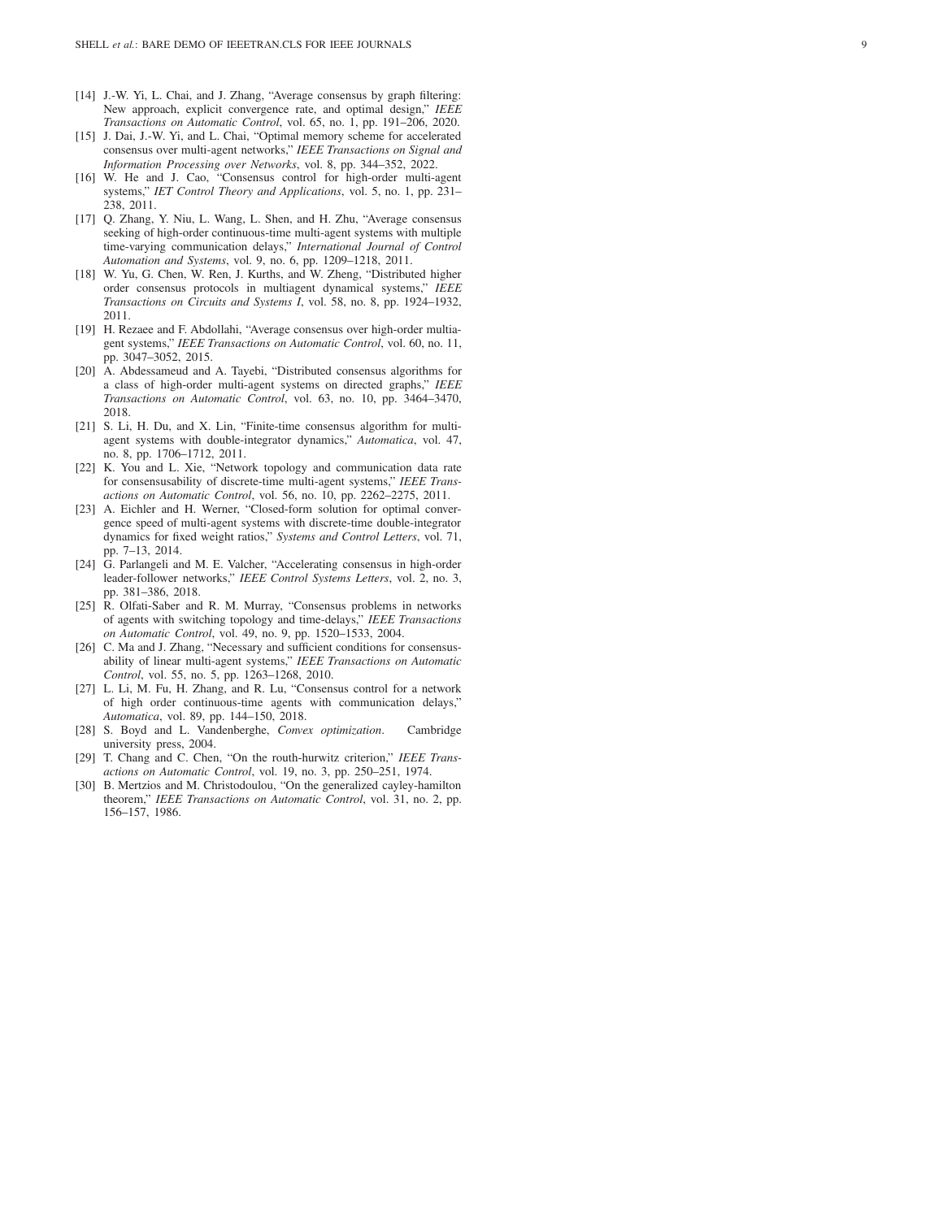[14] J.-W. Yi, L. Chai, and J. Zhang, "Average consensus by graph filtering: New approach, explicit convergence rate, and optimal design," *IEEE Transactions on Automatic Control*, vol. 65, no. 1, pp. 191–206, 2020.

[15] J. Dai, J.-W. Yi, and L. Chai, "Optimal memory scheme for accelerated consensus over multi-agent networks," *IEEE Transactions on Signal and Information Processing over Networks*, vol. 8, pp. 344–352, 2022.

[16] W. He and J. Cao, "Consensus control for high-order multi-agent systems," *IET Control Theory and Applications*, vol. 5, no. 1, pp. 231–238, 2011.

[17] Q. Zhang, Y. Niu, L. Wang, L. Shen, and H. Zhu, "Average consensus seeking of high-order continuous-time multi-agent systems with multiple time-varying communication delays," *International Journal of Control Automation and Systems*, vol. 9, no. 6, pp. 1209–1218, 2011.

[18] W. Yu, G. Chen, W. Ren, J. Kurths, and W. Zheng, "Distributed higher order consensus protocols in multiagent dynamical systems," *IEEE Transactions on Circuits and Systems I*, vol. 58, no. 8, pp. 1924–1932, 2011.

[19] H. Rezaee and F. Abdollahi, "Average consensus over high-order multiagent systems," *IEEE Transactions on Automatic Control*, vol. 60, no. 11, pp. 3047–3052, 2015.

[20] A. Abdessameud and A. Tayebi, "Distributed consensus algorithms for a class of high-order multi-agent systems on directed graphs," *IEEE Transactions on Automatic Control*, vol. 63, no. 10, pp. 3464–3470, 2018.

[21] S. Li, H. Du, and X. Lin, "Finite-time consensus algorithm for multi-agent systems with double-integrator dynamics," *Automatica*, vol. 47, no. 8, pp. 1706–1712, 2011.

[22] K. You and L. Xie, "Network topology and communication data rate for consensusability of discrete-time multi-agent systems," *IEEE Transactions on Automatic Control*, vol. 56, no. 10, pp. 2262–2275, 2011.

[23] A. Eichler and H. Werner, "Closed-form solution for optimal convergence speed of multi-agent systems with discrete-time double-integrator dynamics for fixed weight ratios," *Systems and Control Letters*, vol. 71, pp. 7–13, 2014.

[24] G. Parlangeli and M. E. Valcher, "Accelerating consensus in high-order leader-follower networks," *IEEE Control Systems Letters*, vol. 2, no. 3, pp. 381–386, 2018.

[25] R. Olfati-Saber and R. M. Murray, "Consensus problems in networks of agents with switching topology and time-delays," *IEEE Transactions on Automatic Control*, vol. 49, no. 9, pp. 1520–1533, 2004.

[26] C. Ma and J. Zhang, "Necessary and sufficient conditions for consensusability of linear multi-agent systems," *IEEE Transactions on Automatic Control*, vol. 55, no. 5, pp. 1263–1268, 2010.

[27] L. Li, M. Fu, H. Zhang, and R. Lu, "Consensus control for a network of high order continuous-time agents with communication delays," *Automatica*, vol. 89, pp. 144–150, 2018.

[28] S. Boyd and L. Vandenberghe, *Convex optimization*. Cambridge university press, 2004.

[29] T. Chang and C. Chen, "On the routh-hurwitz criterion," *IEEE Transactions on Automatic Control*, vol. 19, no. 3, pp. 250–251, 1974.

[30] B. Mertzios and M. Christodoulou, "On the generalized cayley-hamilton theorem," *IEEE Transactions on Automatic Control*, vol. 31, no. 2, pp. 156–157, 1986.